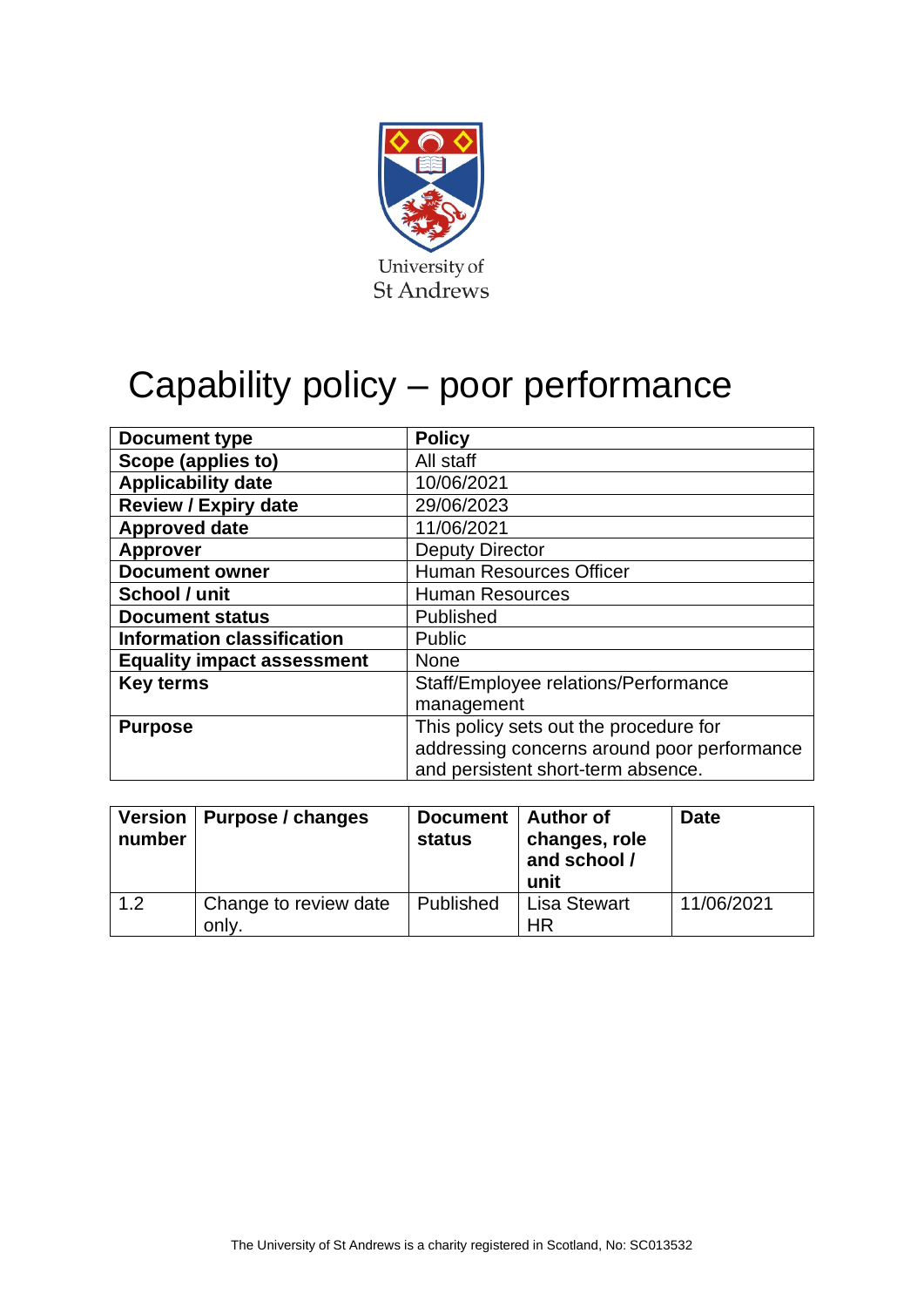University of
St Andrews

# Capability policy – poor performance

| Document type | Policy |
|---|---|
| Scope (applies to) | All staff |
| Applicability date | 10/06/2021 |
| Review / Expiry date | 29/06/2023 |
| Approved date | 11/06/2021 |
| Approver | Deputy Director |
| Document owner | Human Resources Officer |
| School / unit | Human Resources |
| Document status | Published |
| Information classification | Public |
| Equality impact assessment | None |
| Key terms | Staff/Employee relations/Performance management |
| Purpose | This policy sets out the procedure for addressing concerns around poor performance and persistent short-term absence. |

| Version number | Purpose / changes | Document status | Author of changes, role and school / unit | Date |
|---|---|---|---|---|
| 1.2 | Change to review date only. | Published | Lisa Stewart HR | 11/06/2021 |

The University of St Andrews is a charity registered in Scotland, No: SC013532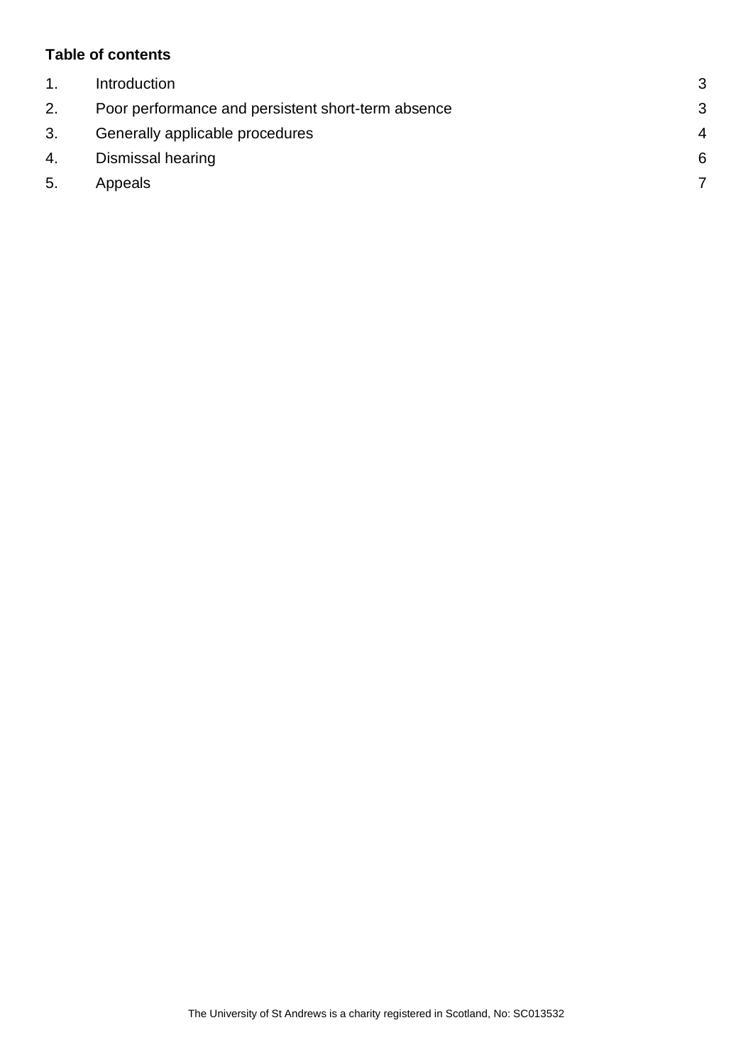**Table of contents**

| | | |
|---|---|---|
| 1. | Introduction | 3 |
| 2. | Poor performance and persistent short-term absence | 3 |
| 3. | Generally applicable procedures | 4 |
| 4. | Dismissal hearing | 6 |
| 5. | Appeals | 7 |

The University of St Andrews is a charity registered in Scotland, No: SC013532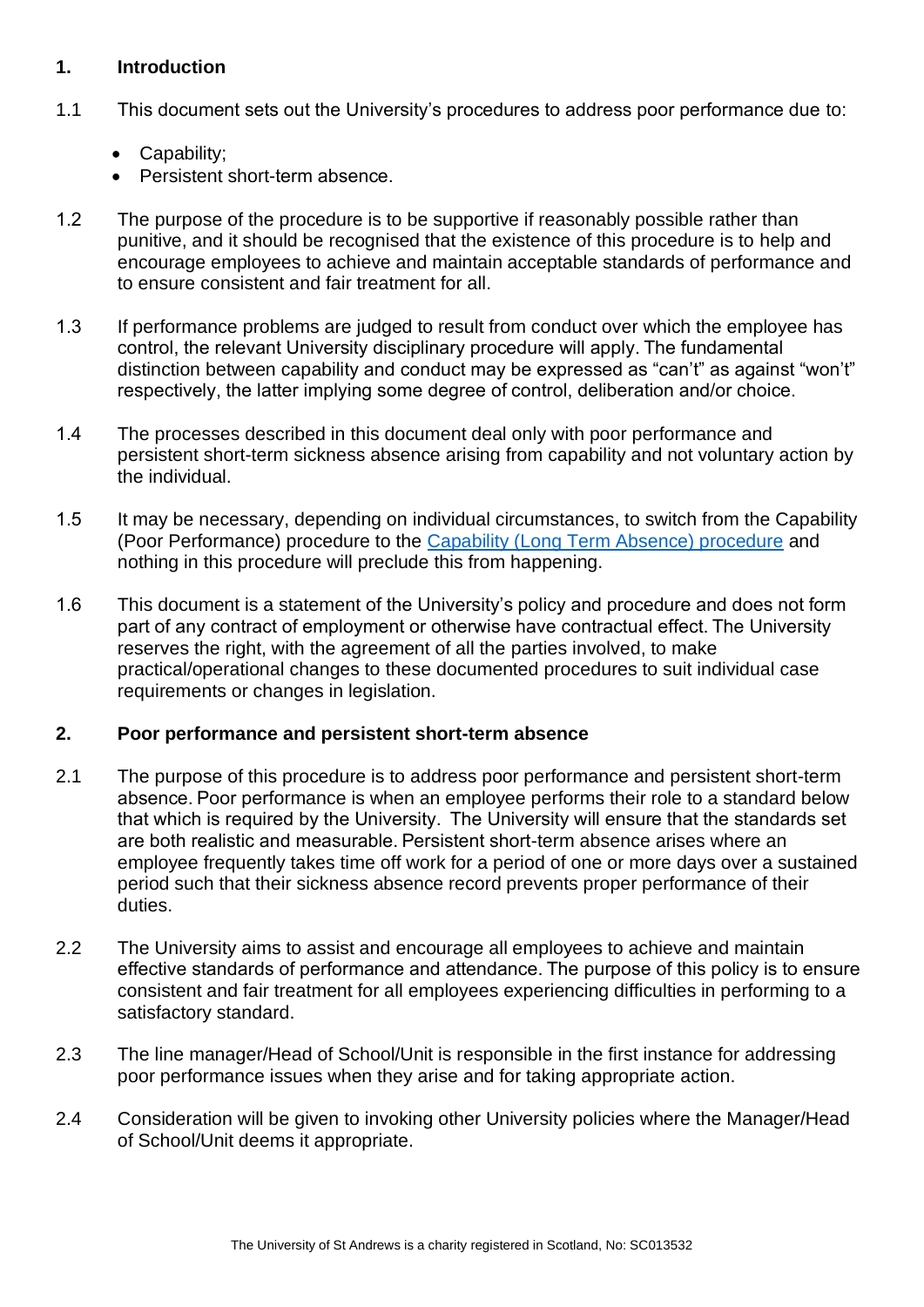## 1. Introduction

1.1 This document sets out the University's procedures to address poor performance due to:

- Capability;
- Persistent short-term absence.

1.2 The purpose of the procedure is to be supportive if reasonably possible rather than punitive, and it should be recognised that the existence of this procedure is to help and encourage employees to achieve and maintain acceptable standards of performance and to ensure consistent and fair treatment for all.

1.3 If performance problems are judged to result from conduct over which the employee has control, the relevant University disciplinary procedure will apply. The fundamental distinction between capability and conduct may be expressed as "can't" as against "won't" respectively, the latter implying some degree of control, deliberation and/or choice.

1.4 The processes described in this document deal only with poor performance and persistent short-term sickness absence arising from capability and not voluntary action by the individual.

1.5 It may be necessary, depending on individual circumstances, to switch from the Capability (Poor Performance) procedure to the Capability (Long Term Absence) procedure and nothing in this procedure will preclude this from happening.

1.6 This document is a statement of the University's policy and procedure and does not form part of any contract of employment or otherwise have contractual effect. The University reserves the right, with the agreement of all the parties involved, to make practical/operational changes to these documented procedures to suit individual case requirements or changes in legislation.

## 2. Poor performance and persistent short-term absence

2.1 The purpose of this procedure is to address poor performance and persistent short-term absence. Poor performance is when an employee performs their role to a standard below that which is required by the University. The University will ensure that the standards set are both realistic and measurable. Persistent short-term absence arises where an employee frequently takes time off work for a period of one or more days over a sustained period such that their sickness absence record prevents proper performance of their duties.

2.2 The University aims to assist and encourage all employees to achieve and maintain effective standards of performance and attendance. The purpose of this policy is to ensure consistent and fair treatment for all employees experiencing difficulties in performing to a satisfactory standard.

2.3 The line manager/Head of School/Unit is responsible in the first instance for addressing poor performance issues when they arise and for taking appropriate action.

2.4 Consideration will be given to invoking other University policies where the Manager/Head of School/Unit deems it appropriate.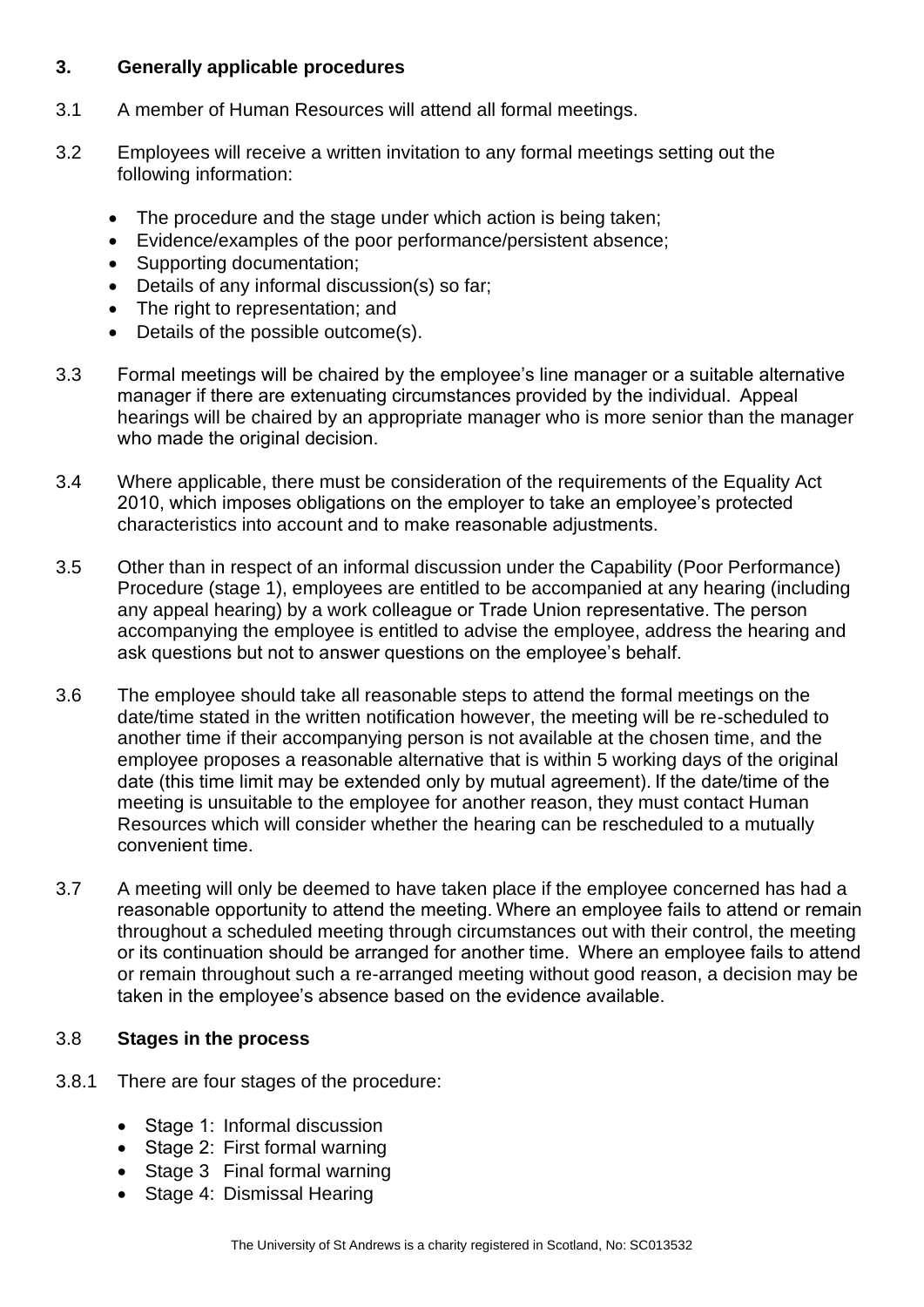## 3. Generally applicable procedures

3.1 A member of Human Resources will attend all formal meetings.

3.2 Employees will receive a written invitation to any formal meetings setting out the following information:

- The procedure and the stage under which action is being taken;
- Evidence/examples of the poor performance/persistent absence;
- Supporting documentation;
- Details of any informal discussion(s) so far;
- The right to representation; and
- Details of the possible outcome(s).

3.3 Formal meetings will be chaired by the employee's line manager or a suitable alternative manager if there are extenuating circumstances provided by the individual. Appeal hearings will be chaired by an appropriate manager who is more senior than the manager who made the original decision.

3.4 Where applicable, there must be consideration of the requirements of the Equality Act 2010, which imposes obligations on the employer to take an employee's protected characteristics into account and to make reasonable adjustments.

3.5 Other than in respect of an informal discussion under the Capability (Poor Performance) Procedure (stage 1), employees are entitled to be accompanied at any hearing (including any appeal hearing) by a work colleague or Trade Union representative. The person accompanying the employee is entitled to advise the employee, address the hearing and ask questions but not to answer questions on the employee's behalf.

3.6 The employee should take all reasonable steps to attend the formal meetings on the date/time stated in the written notification however, the meeting will be re-scheduled to another time if their accompanying person is not available at the chosen time, and the employee proposes a reasonable alternative that is within 5 working days of the original date (this time limit may be extended only by mutual agreement). If the date/time of the meeting is unsuitable to the employee for another reason, they must contact Human Resources which will consider whether the hearing can be rescheduled to a mutually convenient time.

3.7 A meeting will only be deemed to have taken place if the employee concerned has had a reasonable opportunity to attend the meeting. Where an employee fails to attend or remain throughout a scheduled meeting through circumstances out with their control, the meeting or its continuation should be arranged for another time. Where an employee fails to attend or remain throughout such a re-arranged meeting without good reason, a decision may be taken in the employee's absence based on the evidence available.

### 3.8 Stages in the process

3.8.1 There are four stages of the procedure:

- Stage 1: Informal discussion
- Stage 2: First formal warning
- Stage 3 Final formal warning
- Stage 4: Dismissal Hearing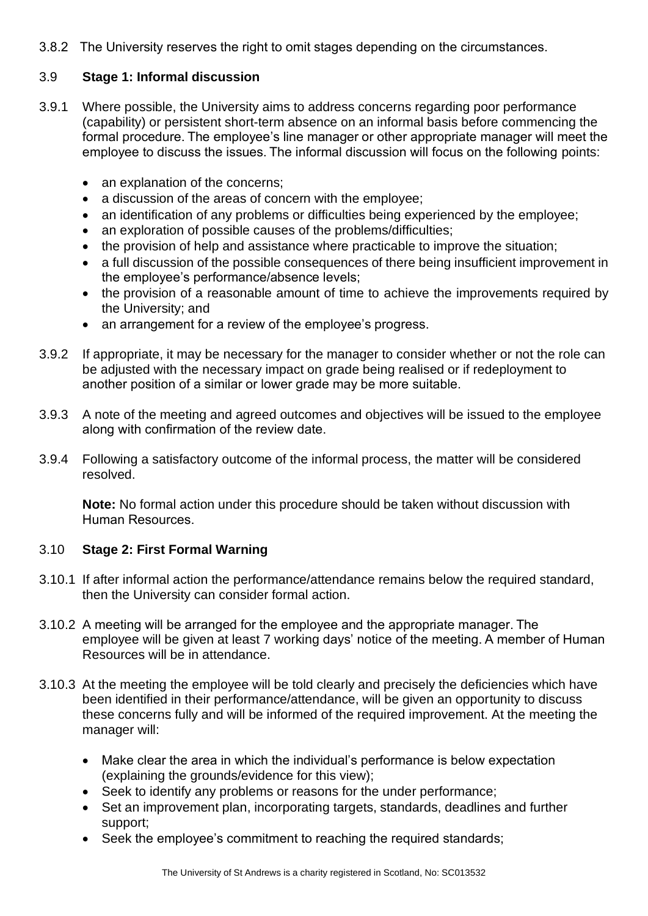3.8.2 The University reserves the right to omit stages depending on the circumstances.

### 3.9 Stage 1: Informal discussion

3.9.1 Where possible, the University aims to address concerns regarding poor performance (capability) or persistent short-term absence on an informal basis before commencing the formal procedure. The employee's line manager or other appropriate manager will meet the employee to discuss the issues. The informal discussion will focus on the following points:

- an explanation of the concerns;
- a discussion of the areas of concern with the employee;
- an identification of any problems or difficulties being experienced by the employee;
- an exploration of possible causes of the problems/difficulties;
- the provision of help and assistance where practicable to improve the situation;
- a full discussion of the possible consequences of there being insufficient improvement in the employee's performance/absence levels;
- the provision of a reasonable amount of time to achieve the improvements required by the University; and
- an arrangement for a review of the employee's progress.

3.9.2 If appropriate, it may be necessary for the manager to consider whether or not the role can be adjusted with the necessary impact on grade being realised or if redeployment to another position of a similar or lower grade may be more suitable.

3.9.3 A note of the meeting and agreed outcomes and objectives will be issued to the employee along with confirmation of the review date.

3.9.4 Following a satisfactory outcome of the informal process, the matter will be considered resolved.

**Note:** No formal action under this procedure should be taken without discussion with Human Resources.

### 3.10 Stage 2: First Formal Warning

3.10.1 If after informal action the performance/attendance remains below the required standard, then the University can consider formal action.

3.10.2 A meeting will be arranged for the employee and the appropriate manager. The employee will be given at least 7 working days' notice of the meeting. A member of Human Resources will be in attendance.

3.10.3 At the meeting the employee will be told clearly and precisely the deficiencies which have been identified in their performance/attendance, will be given an opportunity to discuss these concerns fully and will be informed of the required improvement. At the meeting the manager will:

- Make clear the area in which the individual's performance is below expectation (explaining the grounds/evidence for this view);
- Seek to identify any problems or reasons for the under performance;
- Set an improvement plan, incorporating targets, standards, deadlines and further support;
- Seek the employee's commitment to reaching the required standards;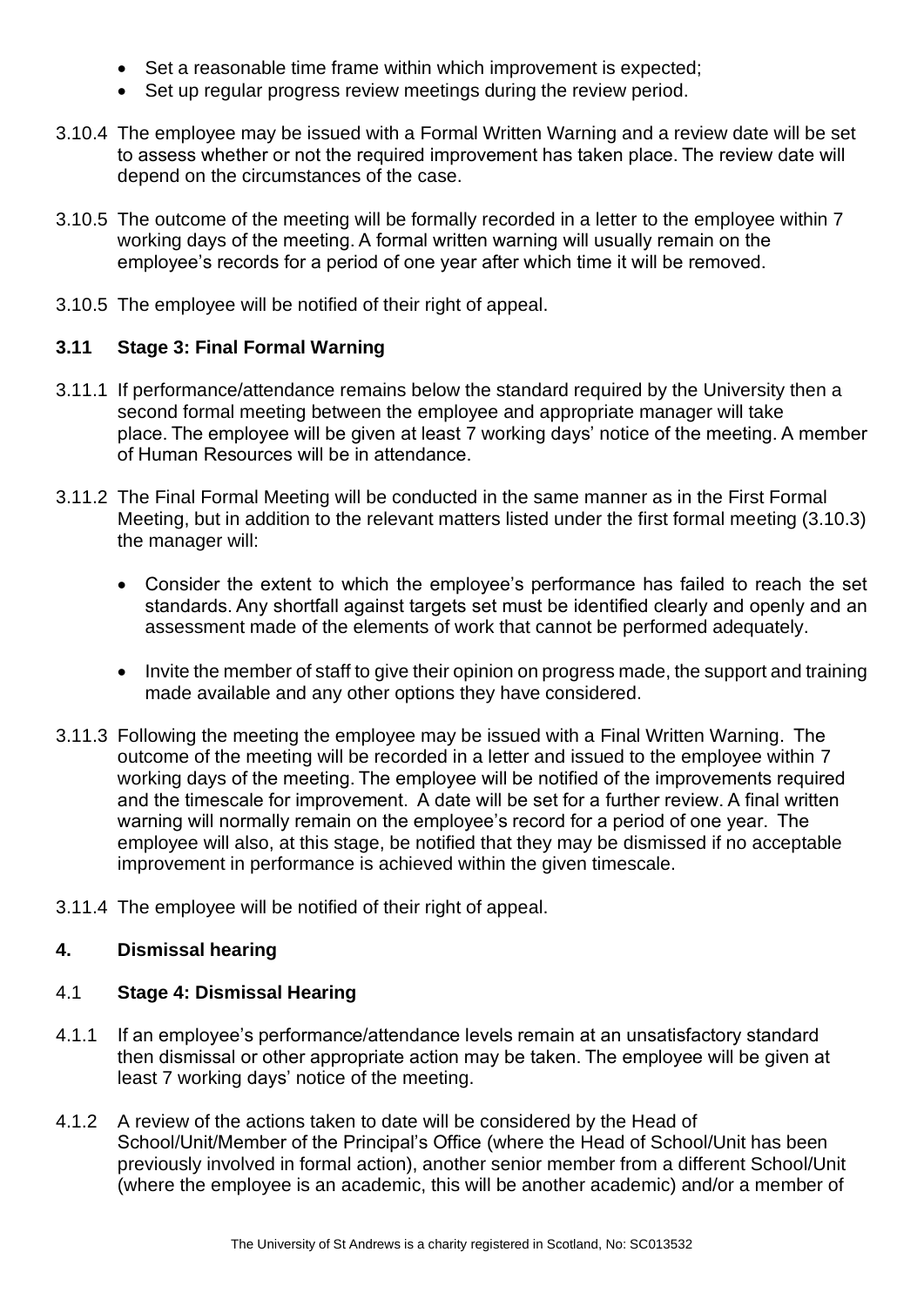- Set a reasonable time frame within which improvement is expected;
- Set up regular progress review meetings during the review period.

3.10.4 The employee may be issued with a Formal Written Warning and a review date will be set to assess whether or not the required improvement has taken place. The review date will depend on the circumstances of the case.

3.10.5 The outcome of the meeting will be formally recorded in a letter to the employee within 7 working days of the meeting. A formal written warning will usually remain on the employee's records for a period of one year after which time it will be removed.

3.10.5 The employee will be notified of their right of appeal.

### 3.11 Stage 3: Final Formal Warning

3.11.1 If performance/attendance remains below the standard required by the University then a second formal meeting between the employee and appropriate manager will take place. The employee will be given at least 7 working days' notice of the meeting. A member of Human Resources will be in attendance.

3.11.2 The Final Formal Meeting will be conducted in the same manner as in the First Formal Meeting, but in addition to the relevant matters listed under the first formal meeting (3.10.3) the manager will:

- Consider the extent to which the employee's performance has failed to reach the set standards. Any shortfall against targets set must be identified clearly and openly and an assessment made of the elements of work that cannot be performed adequately.

- Invite the member of staff to give their opinion on progress made, the support and training made available and any other options they have considered.

3.11.3 Following the meeting the employee may be issued with a Final Written Warning. The outcome of the meeting will be recorded in a letter and issued to the employee within 7 working days of the meeting. The employee will be notified of the improvements required and the timescale for improvement. A date will be set for a further review. A final written warning will normally remain on the employee's record for a period of one year. The employee will also, at this stage, be notified that they may be dismissed if no acceptable improvement in performance is achieved within the given timescale.

3.11.4 The employee will be notified of their right of appeal.

## 4. Dismissal hearing

### 4.1 Stage 4: Dismissal Hearing

4.1.1 If an employee's performance/attendance levels remain at an unsatisfactory standard then dismissal or other appropriate action may be taken. The employee will be given at least 7 working days' notice of the meeting.

4.1.2 A review of the actions taken to date will be considered by the Head of School/Unit/Member of the Principal's Office (where the Head of School/Unit has been previously involved in formal action), another senior member from a different School/Unit (where the employee is an academic, this will be another academic) and/or a member of

The University of St Andrews is a charity registered in Scotland, No: SC013532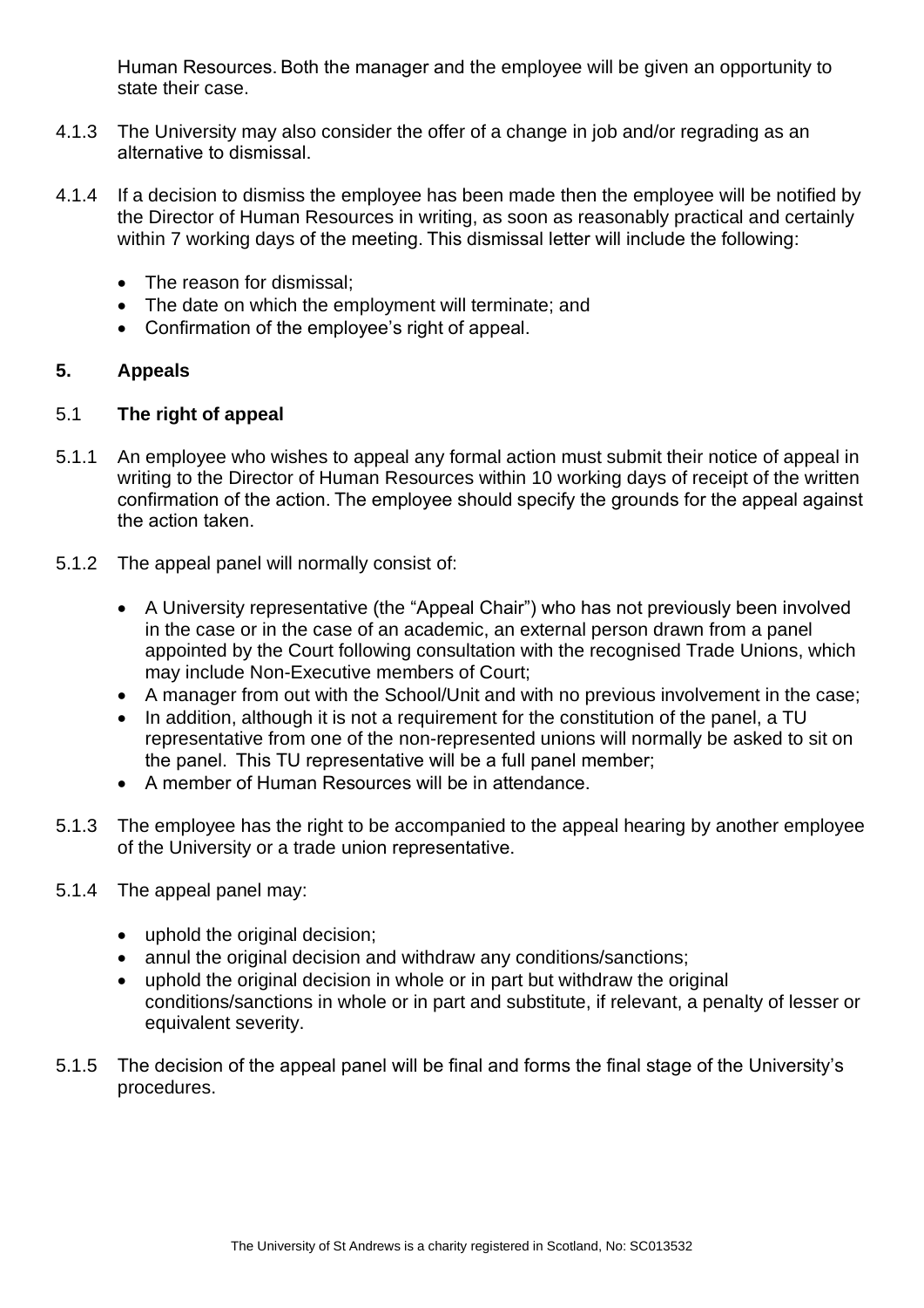Human Resources. Both the manager and the employee will be given an opportunity to state their case.

4.1.3 The University may also consider the offer of a change in job and/or regrading as an alternative to dismissal.

4.1.4 If a decision to dismiss the employee has been made then the employee will be notified by the Director of Human Resources in writing, as soon as reasonably practical and certainly within 7 working days of the meeting. This dismissal letter will include the following:

- The reason for dismissal;
- The date on which the employment will terminate; and
- Confirmation of the employee's right of appeal.

## 5. Appeals

### 5.1 The right of appeal

5.1.1 An employee who wishes to appeal any formal action must submit their notice of appeal in writing to the Director of Human Resources within 10 working days of receipt of the written confirmation of the action. The employee should specify the grounds for the appeal against the action taken.

5.1.2 The appeal panel will normally consist of:

- A University representative (the "Appeal Chair") who has not previously been involved in the case or in the case of an academic, an external person drawn from a panel appointed by the Court following consultation with the recognised Trade Unions, which may include Non-Executive members of Court;
- A manager from out with the School/Unit and with no previous involvement in the case;
- In addition, although it is not a requirement for the constitution of the panel, a TU representative from one of the non-represented unions will normally be asked to sit on the panel. This TU representative will be a full panel member;
- A member of Human Resources will be in attendance.

5.1.3 The employee has the right to be accompanied to the appeal hearing by another employee of the University or a trade union representative.

5.1.4 The appeal panel may:

- uphold the original decision;
- annul the original decision and withdraw any conditions/sanctions;
- uphold the original decision in whole or in part but withdraw the original conditions/sanctions in whole or in part and substitute, if relevant, a penalty of lesser or equivalent severity.

5.1.5 The decision of the appeal panel will be final and forms the final stage of the University's procedures.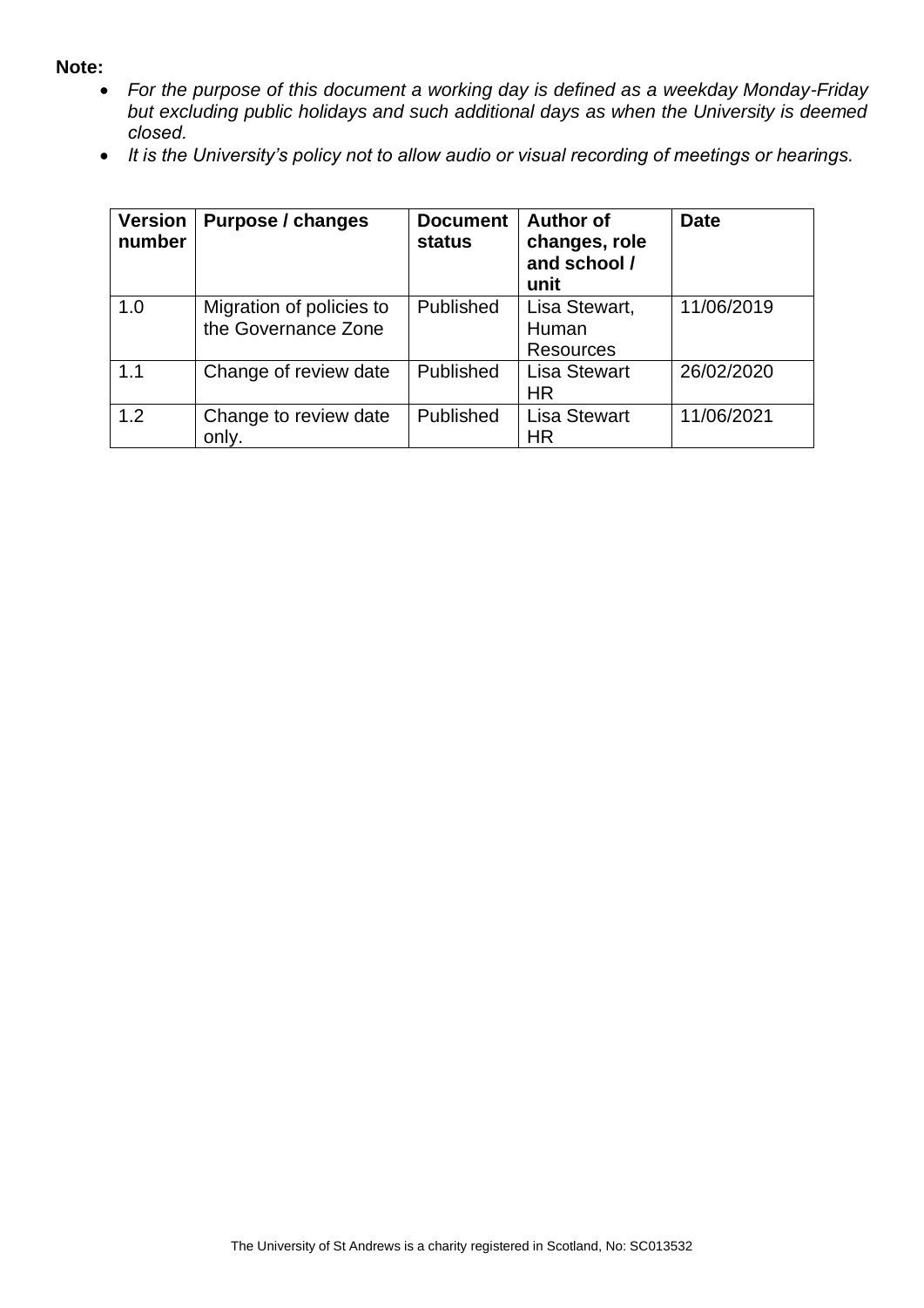**Note:**

- *For the purpose of this document a working day is defined as a weekday Monday-Friday but excluding public holidays and such additional days as when the University is deemed closed.*
- *It is the University's policy not to allow audio or visual recording of meetings or hearings.*

| Version number | Purpose / changes | Document status | Author of changes, role and school / unit | Date |
|---|---|---|---|---|
| 1.0 | Migration of policies to the Governance Zone | Published | Lisa Stewart, Human Resources | 11/06/2019 |
| 1.1 | Change of review date | Published | Lisa Stewart HR | 26/02/2020 |
| 1.2 | Change to review date only. | Published | Lisa Stewart HR | 11/06/2021 |

The University of St Andrews is a charity registered in Scotland, No: SC013532